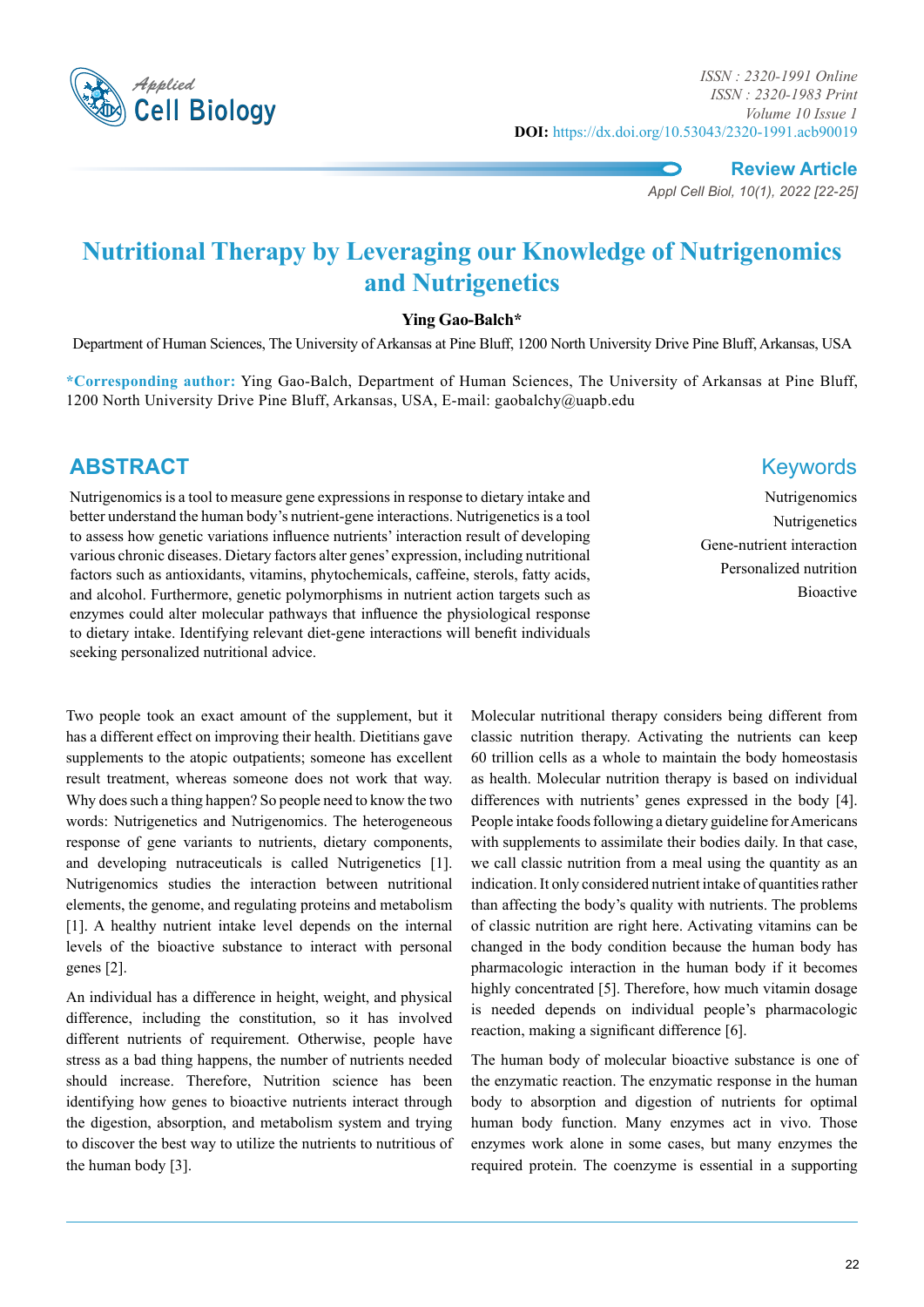# Nutritional Therapy by Leveraging our Knowledge of Nutrigenomics and Nutrigenetics

**Ying Gao-Balch***

Department of Human Sciences, The University of Arkansas at Pine Bluff, 1200 North University Drive Pine Bluff, Arkansas, USA

***Corresponding author:** Ying Gao-Balch, Department of Human Sciences, The University of Arkansas at Pine Bluff, 1200 North University Drive Pine Bluff, Arkansas, USA, E-mail: gaobalchy@uapb.edu

## ABSTRACT

Nutrigenomics is a tool to measure gene expressions in response to dietary intake and better understand the human body's nutrient-gene interactions. Nutrigenetics is a tool to assess how genetic variations influence nutrients' interaction result of developing various chronic diseases. Dietary factors alter genes' expression, including nutritional factors such as antioxidants, vitamins, phytochemicals, caffeine, sterols, fatty acids, and alcohol. Furthermore, genetic polymorphisms in nutrient action targets such as enzymes could alter molecular pathways that influence the physiological response to dietary intake. Identifying relevant diet-gene interactions will benefit individuals seeking personalized nutritional advice.

## Keywords

Nutrigenomics
Nutrigenetics
Gene-nutrient interaction
Personalized nutrition
Bioactive

Two people took an exact amount of the supplement, but it has a different effect on improving their health. Dietitians gave supplements to the atopic outpatients; someone has excellent result treatment, whereas someone does not work that way. Why does such a thing happen? So people need to know the two words: Nutrigenetics and Nutrigenomics. The heterogeneous response of gene variants to nutrients, dietary components, and developing nutraceuticals is called Nutrigenetics [1]. Nutrigenomics studies the interaction between nutritional elements, the genome, and regulating proteins and metabolism [1]. A healthy nutrient intake level depends on the internal levels of the bioactive substance to interact with personal genes [2].

An individual has a difference in height, weight, and physical difference, including the constitution, so it has involved different nutrients of requirement. Otherwise, people have stress as a bad thing happens, the number of nutrients needed should increase. Therefore, Nutrition science has been identifying how genes to bioactive nutrients interact through the digestion, absorption, and metabolism system and trying to discover the best way to utilize the nutrients to nutritious of the human body [3].

Molecular nutritional therapy considers being different from classic nutrition therapy. Activating the nutrients can keep 60 trillion cells as a whole to maintain the body homeostasis as health. Molecular nutrition therapy is based on individual differences with nutrients' genes expressed in the body [4]. People intake foods following a dietary guideline for Americans with supplements to assimilate their bodies daily. In that case, we call classic nutrition from a meal using the quantity as an indication. It only considered nutrient intake of quantities rather than affecting the body's quality with nutrients. The problems of classic nutrition are right here. Activating vitamins can be changed in the body condition because the human body has pharmacologic interaction in the human body if it becomes highly concentrated [5]. Therefore, how much vitamin dosage is needed depends on individual people's pharmacologic reaction, making a significant difference [6].

The human body of molecular bioactive substance is one of the enzymatic reaction. The enzymatic response in the human body to absorption and digestion of nutrients for optimal human body function. Many enzymes act in vivo. Those enzymes work alone in some cases, but many enzymes the required protein. The coenzyme is essential in a supporting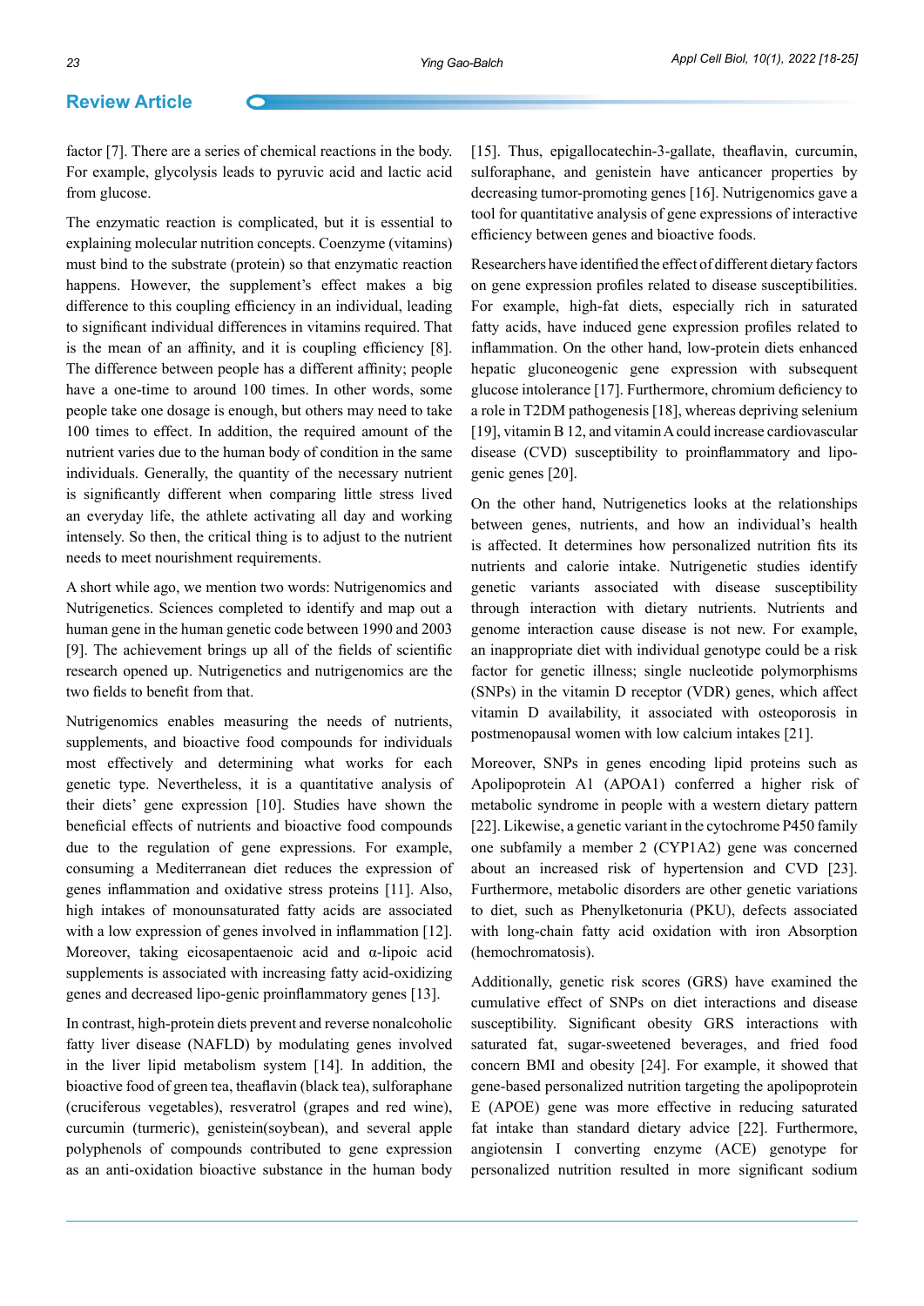factor [7]. There are a series of chemical reactions in the body. For example, glycolysis leads to pyruvic acid and lactic acid from glucose.

The enzymatic reaction is complicated, but it is essential to explaining molecular nutrition concepts. Coenzyme (vitamins) must bind to the substrate (protein) so that enzymatic reaction happens. However, the supplement's effect makes a big difference to this coupling efficiency in an individual, leading to significant individual differences in vitamins required. That is the mean of an affinity, and it is coupling efficiency [8]. The difference between people has a different affinity; people have a one-time to around 100 times. In other words, some people take one dosage is enough, but others may need to take 100 times to effect. In addition, the required amount of the nutrient varies due to the human body of condition in the same individuals. Generally, the quantity of the necessary nutrient is significantly different when comparing little stress lived an everyday life, the athlete activating all day and working intensely. So then, the critical thing is to adjust to the nutrient needs to meet nourishment requirements.

A short while ago, we mention two words: Nutrigenomics and Nutrigenetics. Sciences completed to identify and map out a human gene in the human genetic code between 1990 and 2003 [9]. The achievement brings up all of the fields of scientific research opened up. Nutrigenetics and nutrigenomics are the two fields to benefit from that.

Nutrigenomics enables measuring the needs of nutrients, supplements, and bioactive food compounds for individuals most effectively and determining what works for each genetic type. Nevertheless, it is a quantitative analysis of their diets' gene expression [10]. Studies have shown the beneficial effects of nutrients and bioactive food compounds due to the regulation of gene expressions. For example, consuming a Mediterranean diet reduces the expression of genes inflammation and oxidative stress proteins [11]. Also, high intakes of monounsaturated fatty acids are associated with a low expression of genes involved in inflammation [12]. Moreover, taking eicosapentaenoic acid and α-lipoic acid supplements is associated with increasing fatty acid-oxidizing genes and decreased lipo-genic proinflammatory genes [13].

In contrast, high-protein diets prevent and reverse nonalcoholic fatty liver disease (NAFLD) by modulating genes involved in the liver lipid metabolism system [14]. In addition, the bioactive food of green tea, theaflavin (black tea), sulforaphane (cruciferous vegetables), resveratrol (grapes and red wine), curcumin (turmeric), genistein(soybean), and several apple polyphenols of compounds contributed to gene expression as an anti-oxidation bioactive substance in the human body [15]. Thus, epigallocatechin-3-gallate, theaflavin, curcumin, sulforaphane, and genistein have anticancer properties by decreasing tumor-promoting genes [16]. Nutrigenomics gave a tool for quantitative analysis of gene expressions of interactive efficiency between genes and bioactive foods.

Researchers have identified the effect of different dietary factors on gene expression profiles related to disease susceptibilities. For example, high-fat diets, especially rich in saturated fatty acids, have induced gene expression profiles related to inflammation. On the other hand, low-protein diets enhanced hepatic gluconeogenic gene expression with subsequent glucose intolerance [17]. Furthermore, chromium deficiency to a role in T2DM pathogenesis [18], whereas depriving selenium [19], vitamin B 12, and vitamin A could increase cardiovascular disease (CVD) susceptibility to proinflammatory and lipo-genic genes [20].

On the other hand, Nutrigenetics looks at the relationships between genes, nutrients, and how an individual's health is affected. It determines how personalized nutrition fits its nutrients and calorie intake. Nutrigenetic studies identify genetic variants associated with disease susceptibility through interaction with dietary nutrients. Nutrients and genome interaction cause disease is not new. For example, an inappropriate diet with individual genotype could be a risk factor for genetic illness; single nucleotide polymorphisms (SNPs) in the vitamin D receptor (VDR) genes, which affect vitamin D availability, it associated with osteoporosis in postmenopausal women with low calcium intakes [21].

Moreover, SNPs in genes encoding lipid proteins such as Apolipoprotein A1 (APOA1) conferred a higher risk of metabolic syndrome in people with a western dietary pattern [22]. Likewise, a genetic variant in the cytochrome P450 family one subfamily a member 2 (CYP1A2) gene was concerned about an increased risk of hypertension and CVD [23]. Furthermore, metabolic disorders are other genetic variations to diet, such as Phenylketonuria (PKU), defects associated with long-chain fatty acid oxidation with iron Absorption (hemochromatosis).

Additionally, genetic risk scores (GRS) have examined the cumulative effect of SNPs on diet interactions and disease susceptibility. Significant obesity GRS interactions with saturated fat, sugar-sweetened beverages, and fried food concern BMI and obesity [24]. For example, it showed that gene-based personalized nutrition targeting the apolipoprotein E (APOE) gene was more effective in reducing saturated fat intake than standard dietary advice [22]. Furthermore, angiotensin I converting enzyme (ACE) genotype for personalized nutrition resulted in more significant sodium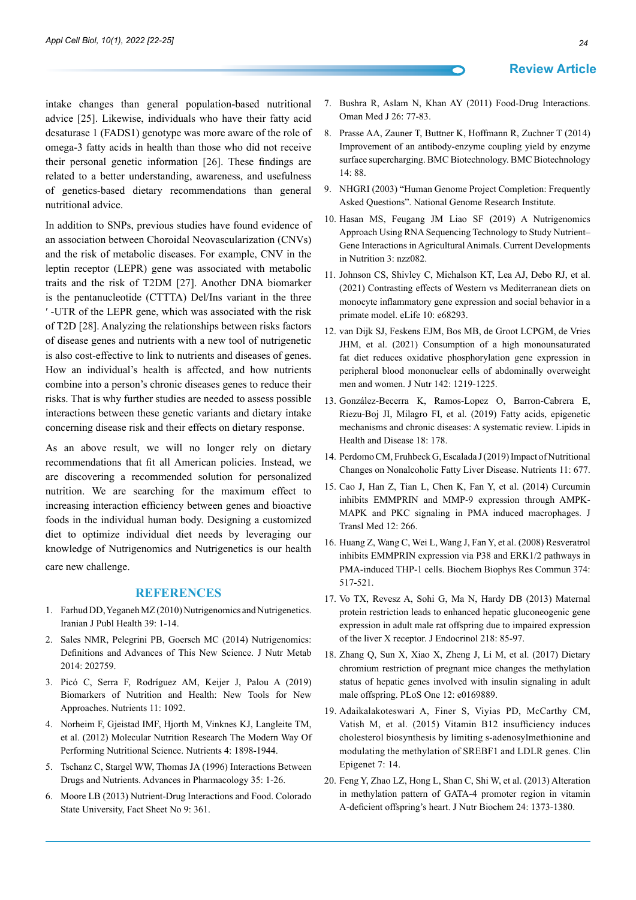intake changes than general population-based nutritional advice [25]. Likewise, individuals who have their fatty acid desaturase 1 (FADS1) genotype was more aware of the role of omega-3 fatty acids in health than those who did not receive their personal genetic information [26]. These findings are related to a better understanding, awareness, and usefulness of genetics-based dietary recommendations than general nutritional advice.

In addition to SNPs, previous studies have found evidence of an association between Choroidal Neovascularization (CNVs) and the risk of metabolic diseases. For example, CNV in the leptin receptor (LEPR) gene was associated with metabolic traits and the risk of T2DM [27]. Another DNA biomarker is the pentanucleotide (CTTTA) Del/Ins variant in the three ′-UTR of the LEPR gene, which was associated with the risk of T2D [28]. Analyzing the relationships between risks factors of disease genes and nutrients with a new tool of nutrigenetic is also cost-effective to link to nutrients and diseases of genes. How an individual's health is affected, and how nutrients combine into a person's chronic diseases genes to reduce their risks. That is why further studies are needed to assess possible interactions between these genetic variants and dietary intake concerning disease risk and their effects on dietary response.

As an above result, we will no longer rely on dietary recommendations that fit all American policies. Instead, we are discovering a recommended solution for personalized nutrition. We are searching for the maximum effect to increasing interaction efficiency between genes and bioactive foods in the individual human body. Designing a customized diet to optimize individual diet needs by leveraging our knowledge of Nutrigenomics and Nutrigenetics is our health care new challenge.

## REFERENCES

1. Farhud DD, Yeganeh MZ (2010) Nutrigenomics and Nutrigenetics. Iranian J Publ Health 39: 1-14.
2. Sales NMR, Pelegrini PB, Goersch MC (2014) Nutrigenomics: Definitions and Advances of This New Science. J Nutr Metab 2014: 202759.
3. Picó C, Serra F, Rodríguez AM, Keijer J, Palou A (2019) Biomarkers of Nutrition and Health: New Tools for New Approaches. Nutrients 11: 1092.
4. Norheim F, Gjeistad IMF, Hjorth M, Vinknes KJ, Langleite TM, et al. (2012) Molecular Nutrition Research The Modern Way Of Performing Nutritional Science. Nutrients 4: 1898-1944.
5. Tschanz C, Stargel WW, Thomas JA (1996) Interactions Between Drugs and Nutrients. Advances in Pharmacology 35: 1-26.
6. Moore LB (2013) Nutrient-Drug Interactions and Food. Colorado State University, Fact Sheet No 9: 361.
7. Bushra R, Aslam N, Khan AY (2011) Food-Drug Interactions. Oman Med J 26: 77-83.
8. Prasse AA, Zauner T, Buttner K, Hoffmann R, Zuchner T (2014) Improvement of an antibody-enzyme coupling yield by enzyme surface supercharging. BMC Biotechnology. BMC Biotechnology 14: 88.
9. NHGRI (2003) "Human Genome Project Completion: Frequently Asked Questions". National Genome Research Institute.
10. Hasan MS, Feugang JM Liao SF (2019) A Nutrigenomics Approach Using RNA Sequencing Technology to Study Nutrient–Gene Interactions in Agricultural Animals. Current Developments in Nutrition 3: nzz082.
11. Johnson CS, Shivley C, Michalson KT, Lea AJ, Debo RJ, et al. (2021) Contrasting effects of Western vs Mediterranean diets on monocyte inflammatory gene expression and social behavior in a primate model. eLife 10: e68293.
12. van Dijk SJ, Feskens EJM, Bos MB, de Groot LCPGM, de Vries JHM, et al. (2021) Consumption of a high monounsaturated fat diet reduces oxidative phosphorylation gene expression in peripheral blood mononuclear cells of abdominally overweight men and women. J Nutr 142: 1219-1225.
13. González-Becerra K, Ramos-Lopez O, Barron-Cabrera E, Riezu-Boj JI, Milagro FI, et al. (2019) Fatty acids, epigenetic mechanisms and chronic diseases: A systematic review. Lipids in Health and Disease 18: 178.
14. Perdomo CM, Fruhbeck G, Escalada J (2019) Impact of Nutritional Changes on Nonalcoholic Fatty Liver Disease. Nutrients 11: 677.
15. Cao J, Han Z, Tian L, Chen K, Fan Y, et al. (2014) Curcumin inhibits EMMPRIN and MMP-9 expression through AMPK-MAPK and PKC signaling in PMA induced macrophages. J Transl Med 12: 266.
16. Huang Z, Wang C, Wei L, Wang J, Fan Y, et al. (2008) Resveratrol inhibits EMMPRIN expression via P38 and ERK1/2 pathways in PMA-induced THP-1 cells. Biochem Biophys Res Commun 374: 517-521.
17. Vo TX, Revesz A, Sohi G, Ma N, Hardy DB (2013) Maternal protein restriction leads to enhanced hepatic gluconeogenic gene expression in adult male rat offspring due to impaired expression of the liver X receptor. J Endocrinol 218: 85-97.
18. Zhang Q, Sun X, Xiao X, Zheng J, Li M, et al. (2017) Dietary chromium restriction of pregnant mice changes the methylation status of hepatic genes involved with insulin signaling in adult male offspring. PLoS One 12: e0169889.
19. Adaikalakoteswari A, Finer S, Viyias PD, McCarthy CM, Vatish M, et al. (2015) Vitamin B12 insufficiency induces cholesterol biosynthesis by limiting s-adenosylmethionine and modulating the methylation of SREBF1 and LDLR genes. Clin Epigenet 7: 14.
20. Feng Y, Zhao LZ, Hong L, Shan C, Shi W, et al. (2013) Alteration in methylation pattern of GATA-4 promoter region in vitamin A-deficient offspring's heart. J Nutr Biochem 24: 1373-1380.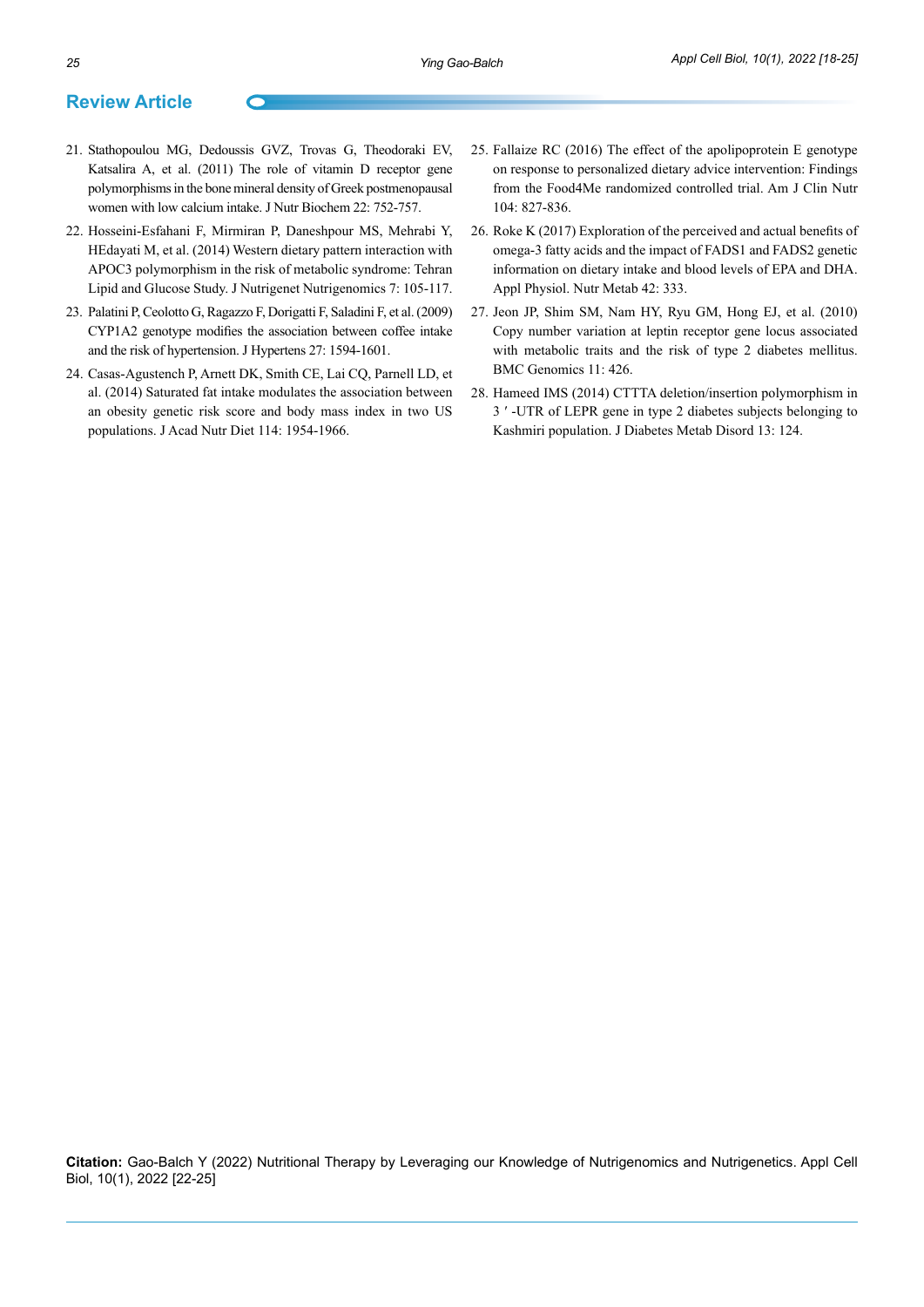21. Stathopoulou MG, Dedoussis GVZ, Trovas G, Theodoraki EV, Katsalira A, et al. (2011) The role of vitamin D receptor gene polymorphisms in the bone mineral density of Greek postmenopausal women with low calcium intake. J Nutr Biochem 22: 752-757.
22. Hosseini-Esfahani F, Mirmiran P, Daneshpour MS, Mehrabi Y, HEdayati M, et al. (2014) Western dietary pattern interaction with APOC3 polymorphism in the risk of metabolic syndrome: Tehran Lipid and Glucose Study. J Nutrigenet Nutrigenomics 7: 105-117.
23. Palatini P, Ceolotto G, Ragazzo F, Dorigatti F, Saladini F, et al. (2009) CYP1A2 genotype modifies the association between coffee intake and the risk of hypertension. J Hypertens 27: 1594-1601.
24. Casas-Agustench P, Arnett DK, Smith CE, Lai CQ, Parnell LD, et al. (2014) Saturated fat intake modulates the association between an obesity genetic risk score and body mass index in two US populations. J Acad Nutr Diet 114: 1954-1966.
25. Fallaize RC (2016) The effect of the apolipoprotein E genotype on response to personalized dietary advice intervention: Findings from the Food4Me randomized controlled trial. Am J Clin Nutr 104: 827-836.
26. Roke K (2017) Exploration of the perceived and actual benefits of omega-3 fatty acids and the impact of FADS1 and FADS2 genetic information on dietary intake and blood levels of EPA and DHA. Appl Physiol. Nutr Metab 42: 333.
27. Jeon JP, Shim SM, Nam HY, Ryu GM, Hong EJ, et al. (2010) Copy number variation at leptin receptor gene locus associated with metabolic traits and the risk of type 2 diabetes mellitus. BMC Genomics 11: 426.
28. Hameed IMS (2014) CTTTA deletion/insertion polymorphism in 3′-UTR of LEPR gene in type 2 diabetes subjects belonging to Kashmiri population. J Diabetes Metab Disord 13: 124.

**Citation:** Gao-Balch Y (2022) Nutritional Therapy by Leveraging our Knowledge of Nutrigenomics and Nutrigenetics. Appl Cell Biol, 10(1), 2022 [22-25]